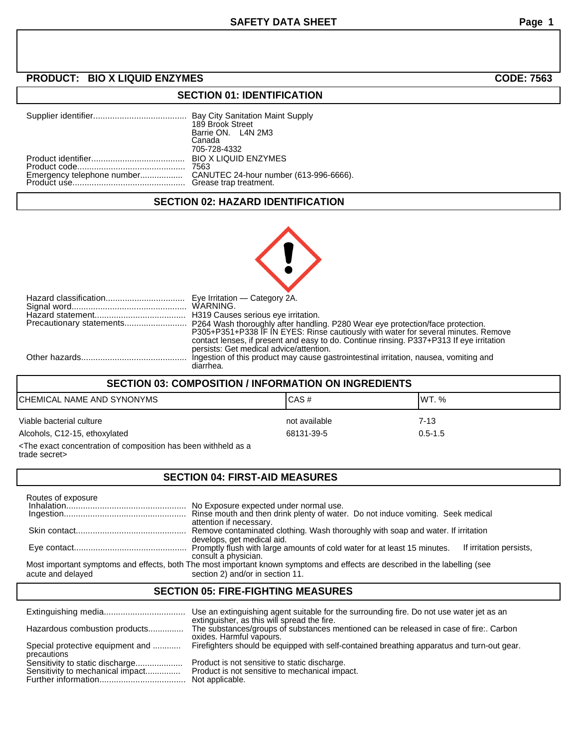# SAFETY DATA SHEET

**PRODUCT: BIO X LIQUID ENZYMES** **CODE: 7563**

## SECTION 01: IDENTIFICATION

Supplier identifier....................................... Bay City Sanitation Maint Supply
189 Brook Street
Barrie ON. L4N 2M3
Canada
705-728-4332

Product identifier....................................... BIO X LIQUID ENZYMES

Product code............................................ 7563

Emergency telephone number.................. CANUTEC 24-hour number (613-996-6666).

Product use.............................................. Grease trap treatment.

## SECTION 02: HAZARD IDENTIFICATION

Hazard classification................................. Eye Irritation — Category 2A.

Signal word.............................................. WARNING.

Hazard statement..................................... H319 Causes serious eye irritation.

Precautionary statements.......................... P264 Wash thoroughly after handling. P280 Wear eye protection/face protection. P305+P351+P338 IF IN EYES: Rinse cautiously with water for several minutes. Remove contact lenses, if present and easy to do. Continue rinsing. P337+P313 If eye irritation persists: Get medical advice/attention.

Other hazards............................................ Ingestion of this product may cause gastrointestinal irritation, nausea, vomiting and diarrhea.

## SECTION 03: COMPOSITION / INFORMATION ON INGREDIENTS

| CHEMICAL NAME AND SYNONYMS | CAS # | WT. % |
|---|---|---|
| Viable bacterial culture | not available | 7-13 |
| Alcohols, C12-15, ethoxylated | 68131-39-5 | 0.5-1.5 |

<The exact concentration of composition has been withheld as a trade secret>

## SECTION 04: FIRST-AID MEASURES

Routes of exposure

Inhalation.................................................. No Exposure expected under normal use.

Ingestion.................................................. Rinse mouth and then drink plenty of water. Do not induce vomiting. Seek medical attention if necessary.

Skin contact............................................. Remove contaminated clothing. Wash thoroughly with soap and water. If irritation develops, get medical aid.

Eye contact.............................................. Promptly flush with large amounts of cold water for at least 15 minutes. If irritation persists, consult a physician.

Most important symptoms and effects, both acute and delayed The most important known symptoms and effects are described in the labelling (see section 2) and/or in section 11.

## SECTION 05: FIRE-FIGHTING MEASURES

Extinguishing media.................................. Use an extinguishing agent suitable for the surrounding fire. Do not use water jet as an extinguisher, as this will spread the fire.

Hazardous combustion products............... The substances/groups of substances mentioned can be released in case of fire:. Carbon oxides. Harmful vapours.

Special protective equipment and ........... precautions Firefighters should be equipped with self-contained breathing apparatus and turn-out gear.

Sensitivity to static discharge.................... Product is not sensitive to static discharge.

Sensitivity to mechanical impact............... Product is not sensitive to mechanical impact.

Further information.................................... Not applicable.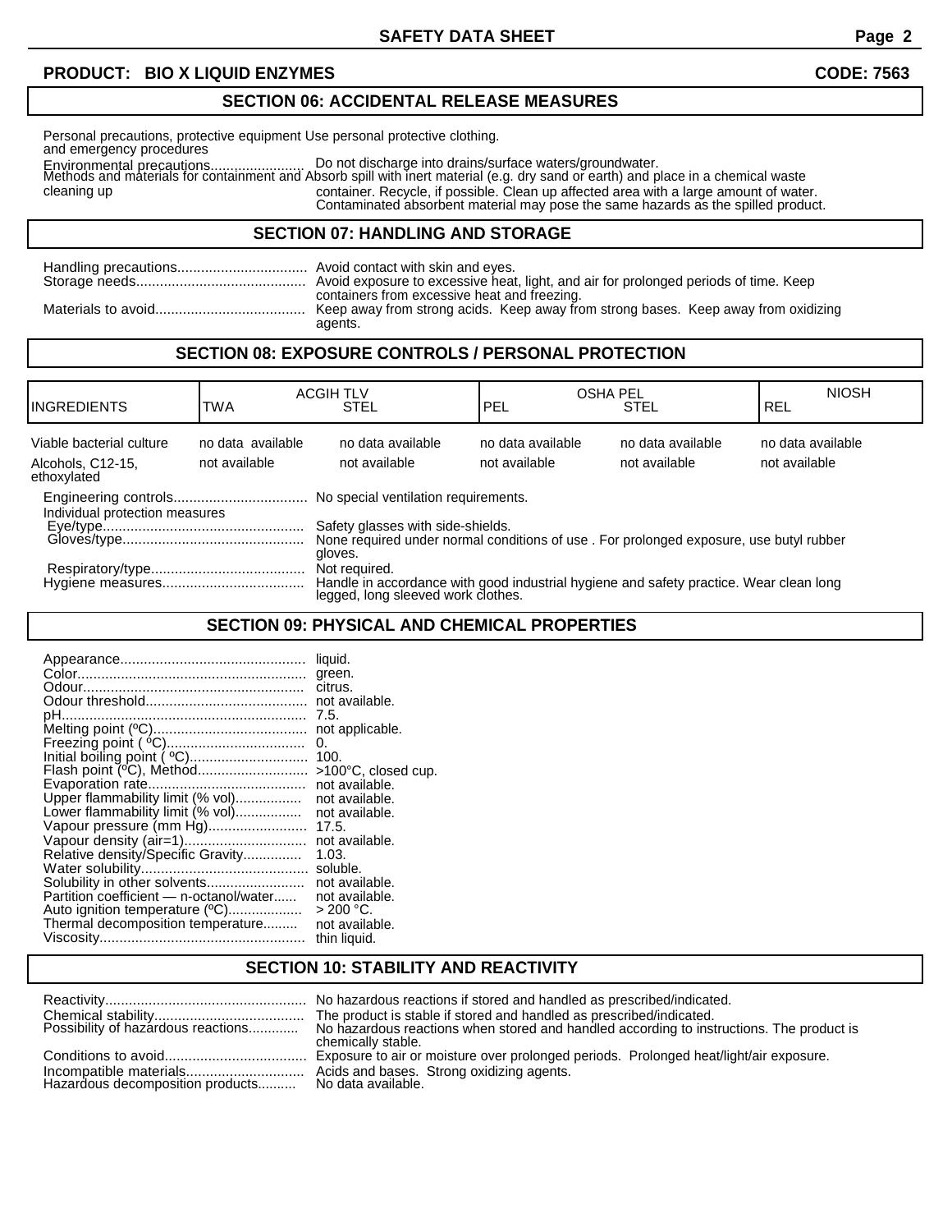**PRODUCT: BIO X LIQUID ENZYMES** **CODE: 7563**

## SECTION 06: ACCIDENTAL RELEASE MEASURES

Personal precautions, protective equipment and emergency procedures: Use personal protective clothing.

Environmental precautions: Do not discharge into drains/surface waters/groundwater.

Methods and materials for containment and cleaning up: Absorb spill with inert material (e.g. dry sand or earth) and place in a chemical waste container. Recycle, if possible. Clean up affected area with a large amount of water. Contaminated absorbent material may pose the same hazards as the spilled product.

## SECTION 07: HANDLING AND STORAGE

Handling precautions: Avoid contact with skin and eyes.

Storage needs: Avoid exposure to excessive heat, light, and air for prolonged periods of time. Keep containers from excessive heat and freezing.

Materials to avoid: Keep away from strong acids. Keep away from strong bases. Keep away from oxidizing agents.

## SECTION 08: EXPOSURE CONTROLS / PERSONAL PROTECTION

| INGREDIENTS | ACGIH TLV | | OSHA PEL | | NIOSH |
|---|---|---|---|---|---|
| | TWA | STEL | PEL | STEL | REL |
| Viable bacterial culture | no data available | no data available | no data available | no data available | no data available |
| Alcohols, C12-15, ethoxylated | not available | not available | not available | not available | not available |

Engineering controls: No special ventilation requirements.

Individual protection measures

- Eye/type: Safety glasses with side-shields.
- Gloves/type: None required under normal conditions of use . For prolonged exposure, use butyl rubber gloves.
- Respiratory/type: Not required.
- Hygiene measures: Handle in accordance with good industrial hygiene and safety practice. Wear clean long legged, long sleeved work clothes.

## SECTION 09: PHYSICAL AND CHEMICAL PROPERTIES

Appearance: liquid.
Color: green.
Odour: citrus.
Odour threshold: not available.
pH: 7.5.
Melting point (ºC): not applicable.
Freezing point ( ºC): 0.
Initial boiling point ( ºC): 100.
Flash point (ºC), Method: >100°C, closed cup.
Evaporation rate: not available.
Upper flammability limit (% vol): not available.
Lower flammability limit (% vol): not available.
Vapour pressure (mm Hg): 17.5.
Vapour density (air=1): not available.
Relative density/Specific Gravity: 1.03.
Water solubility: soluble.
Solubility in other solvents: not available.
Partition coefficient — n-octanol/water: not available.
Auto ignition temperature (ºC): > 200 °C.
Thermal decomposition temperature: not available.
Viscosity: thin liquid.

## SECTION 10: STABILITY AND REACTIVITY

Reactivity: No hazardous reactions if stored and handled as prescribed/indicated.
Chemical stability: The product is stable if stored and handled as prescribed/indicated.
Possibility of hazardous reactions: No hazardous reactions when stored and handled according to instructions. The product is chemically stable.
Conditions to avoid: Exposure to air or moisture over prolonged periods. Prolonged heat/light/air exposure.
Incompatible materials: Acids and bases. Strong oxidizing agents.
Hazardous decomposition products: No data available.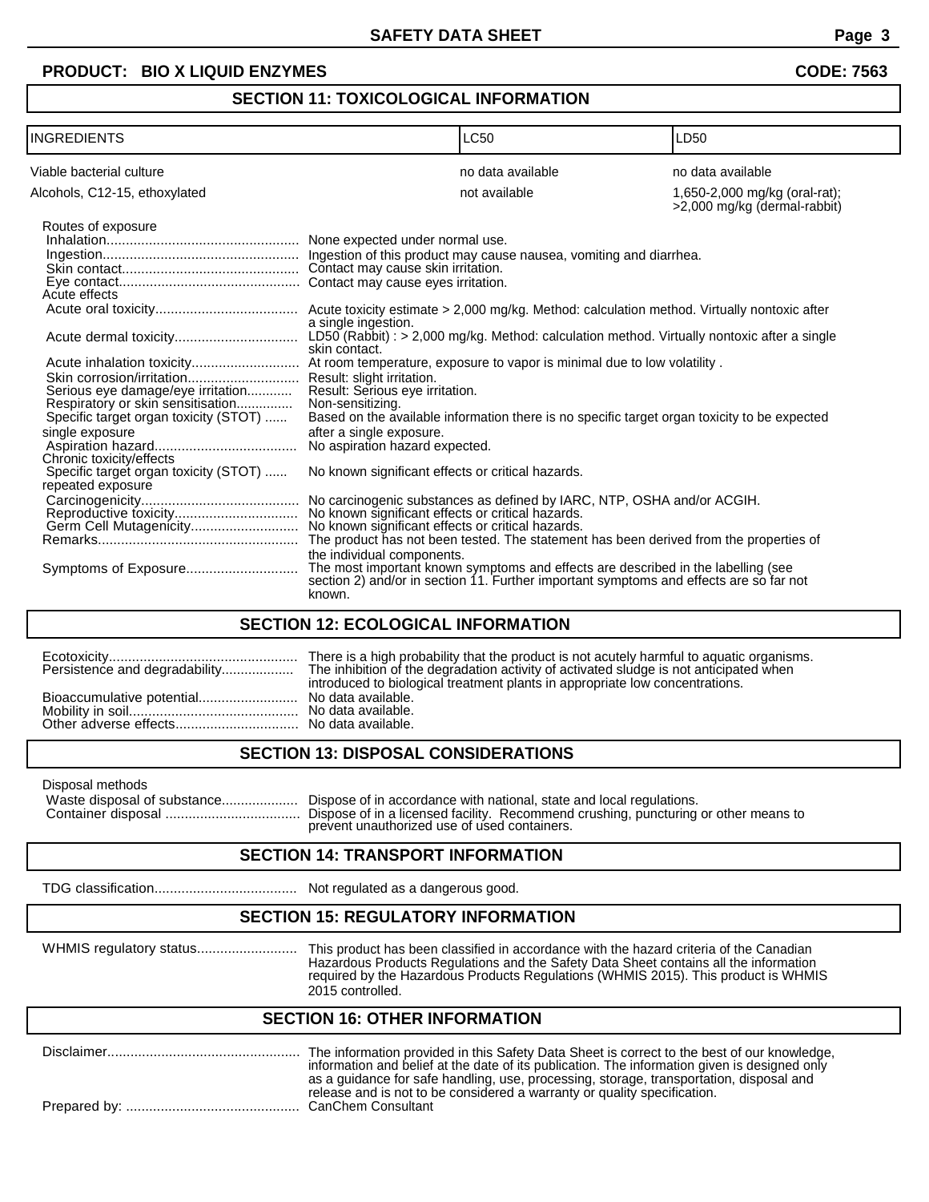**PRODUCT: BIO X LIQUID ENZYMES** **CODE: 7563**

## SECTION 11: TOXICOLOGICAL INFORMATION

| INGREDIENTS | LC50 | LD50 |
|---|---|---|
| Viable bacterial culture | no data available | no data available |
| Alcohols, C12-15, ethoxylated | not available | 1,650-2,000 mg/kg (oral-rat); >2,000 mg/kg (dermal-rabbit) |

Routes of exposure

- Inhalation: None expected under normal use.
- Ingestion: Ingestion of this product may cause nausea, vomiting and diarrhea.
- Skin contact: Contact may cause skin irritation.
- Eye contact: Contact may cause eyes irritation.

Acute effects

- Acute oral toxicity: Acute toxicity estimate > 2,000 mg/kg. Method: calculation method. Virtually nontoxic after a single ingestion.
- Acute dermal toxicity: LD50 (Rabbit) : > 2,000 mg/kg. Method: calculation method. Virtually nontoxic after a single skin contact.
- Acute inhalation toxicity: At room temperature, exposure to vapor is minimal due to low volatility .
- Skin corrosion/irritation: Result: slight irritation.
- Serious eye damage/eye irritation: Result: Serious eye irritation.
- Respiratory or skin sensitisation: Non-sensitizing.
- Specific target organ toxicity (STOT) single exposure: Based on the available information there is no specific target organ toxicity to be expected after a single exposure.
- Aspiration hazard: No aspiration hazard expected.

Chronic toxicity/effects

- Specific target organ toxicity (STOT) repeated exposure: No known significant effects or critical hazards.
- Carcinogenicity: No carcinogenic substances as defined by IARC, NTP, OSHA and/or ACGIH.
- Reproductive toxicity: No known significant effects or critical hazards.
- Germ Cell Mutagenicity: No known significant effects or critical hazards.

Remarks: The product has not been tested. The statement has been derived from the properties of the individual components.

Symptoms of Exposure: The most important known symptoms and effects are described in the labelling (see section 2) and/or in section 11. Further important symptoms and effects are so far not known.

## SECTION 12: ECOLOGICAL INFORMATION

- Ecotoxicity: There is a high probability that the product is not acutely harmful to aquatic organisms.
- Persistence and degradability: The inhibition of the degradation activity of activated sludge is not anticipated when introduced to biological treatment plants in appropriate low concentrations.
- Bioaccumulative potential: No data available.
- Mobility in soil: No data available.
- Other adverse effects: No data available.

## SECTION 13: DISPOSAL CONSIDERATIONS

Disposal methods

- Waste disposal of substance: Dispose of in accordance with national, state and local regulations.
- Container disposal: Dispose of in a licensed facility. Recommend crushing, puncturing or other means to prevent unauthorized use of used containers.

## SECTION 14: TRANSPORT INFORMATION

TDG classification: Not regulated as a dangerous good.

## SECTION 15: REGULATORY INFORMATION

WHMIS regulatory status: This product has been classified in accordance with the hazard criteria of the Canadian Hazardous Products Regulations and the Safety Data Sheet contains all the information required by the Hazardous Products Regulations (WHMIS 2015). This product is WHMIS 2015 controlled.

## SECTION 16: OTHER INFORMATION

Disclaimer: The information provided in this Safety Data Sheet is correct to the best of our knowledge, information and belief at the date of its publication. The information given is designed only as a guidance for safe handling, use, processing, storage, transportation, disposal and release and is not to be considered a warranty or quality specification.

Prepared by: CanChem Consultant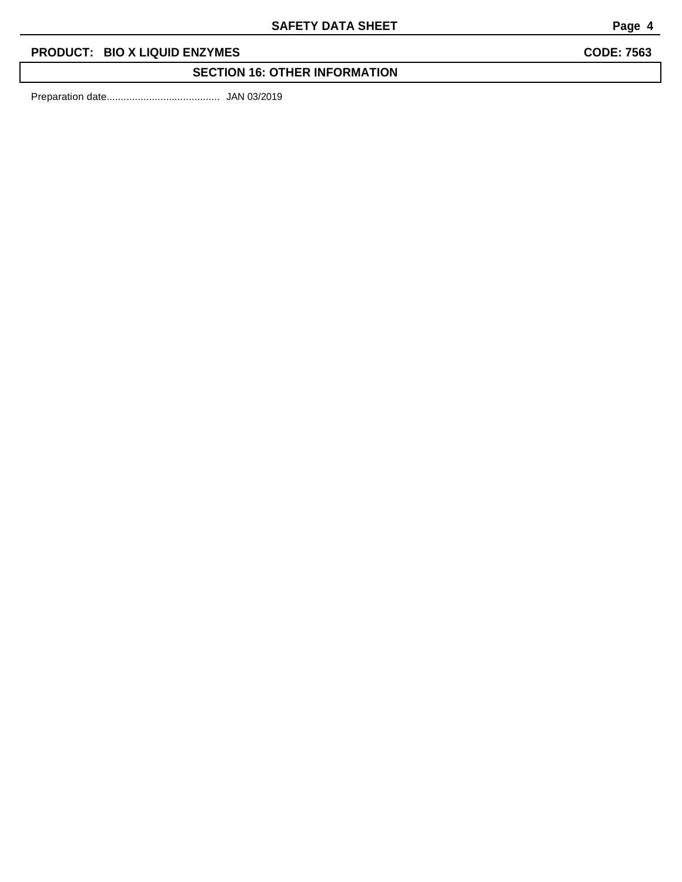## SECTION 16: OTHER INFORMATION

Preparation date........................................ JAN 03/2019